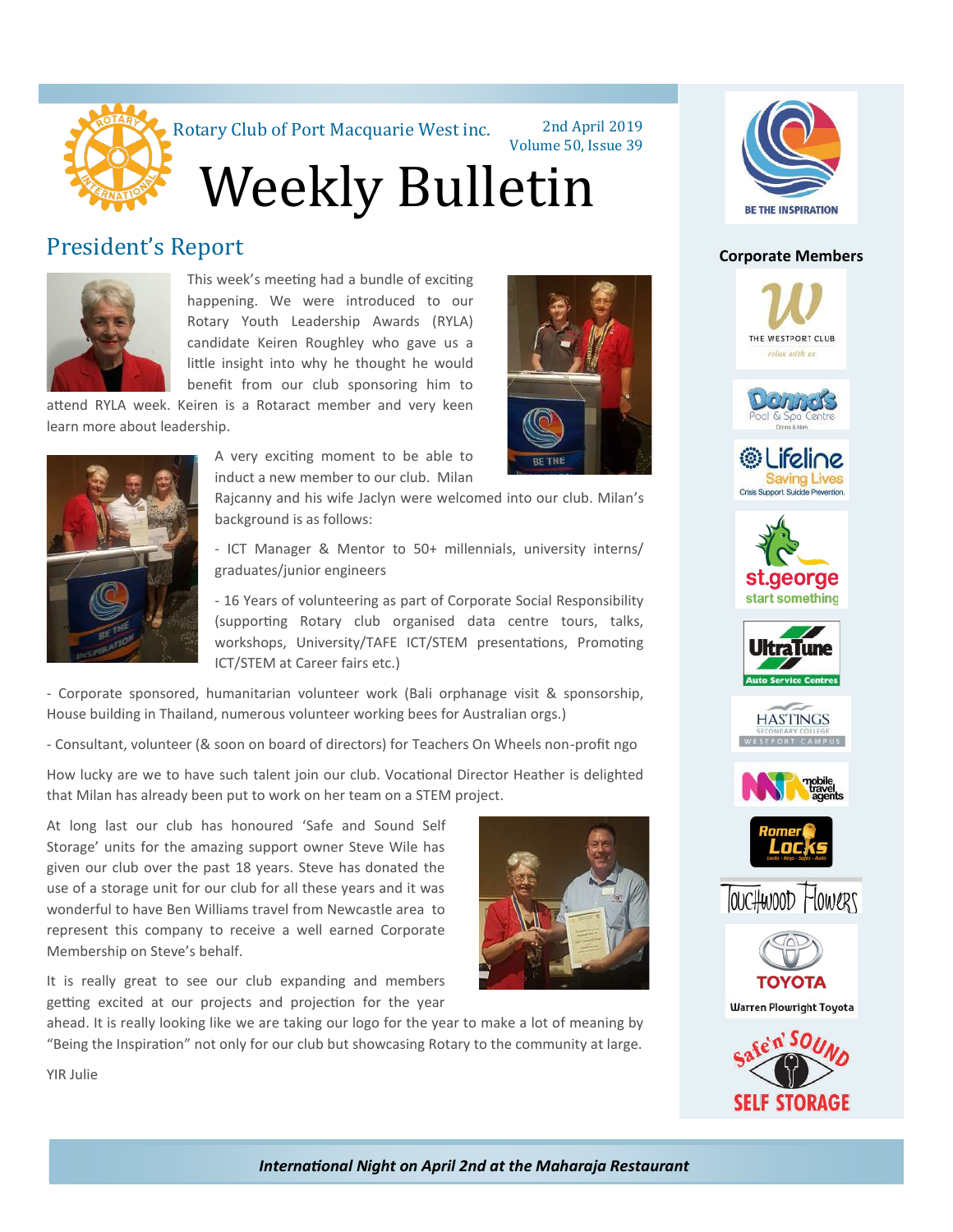Rotary Club of Port Macquarie West inc.

2nd April 2019
Volume 50, Issue 39

# Weekly Bulletin

## President's Report

This week's meeting had a bundle of exciting happening. We were introduced to our Rotary Youth Leadership Awards (RYLA) candidate Keiren Roughley who gave us a little insight into why he thought he would benefit from our club sponsoring him to attend RYLA week. Keiren is a Rotaract member and very keen learn more about leadership.

A very exciting moment to be able to induct a new member to our club. Milan Rajcanny and his wife Jaclyn were welcomed into our club. Milan's background is as follows:

- ICT Manager & Mentor to 50+ millennials, university interns/ graduates/junior engineers

- 16 Years of volunteering as part of Corporate Social Responsibility (supporting Rotary club organised data centre tours, talks, workshops, University/TAFE ICT/STEM presentations, Promoting ICT/STEM at Career fairs etc.)

- Corporate sponsored, humanitarian volunteer work (Bali orphanage visit & sponsorship, House building in Thailand, numerous volunteer working bees for Australian orgs.)

- Consultant, volunteer (& soon on board of directors) for Teachers On Wheels non-profit ngo

How lucky are we to have such talent join our club. Vocational Director Heather is delighted that Milan has already been put to work on her team on a STEM project.

At long last our club has honoured 'Safe and Sound Self Storage' units for the amazing support owner Steve Wile has given our club over the past 18 years. Steve has donated the use of a storage unit for our club for all these years and it was wonderful to have Ben Williams travel from Newcastle area to represent this company to receive a well earned Corporate Membership on Steve's behalf.

It is really great to see our club expanding and members getting excited at our projects and projection for the year ahead. It is really looking like we are taking our logo for the year to make a lot of meaning by "Being the Inspiration" not only for our club but showcasing Rotary to the community at large.

YIR Julie

BE THE INSPIRATION

**Corporate Members**

THE WESTPORT CLUB – relax with us

Donna's Pool & Spa Centre

Lifeline – Saving Lives – Crisis Support. Suicide Prevention.

st.george – start something

UltraTune – Auto Service Centres

HASTINGS SECONDARY COLLEGE – WESTPORT CAMPUS

mobile travel agents

Romer Locks – Locks · Keys · Safes · Auto

Touchwood Flowers

TOYOTA – Warren Plowright Toyota

Safe'n'Sound SELF STORAGE

***International Night on April 2nd at the Maharaja Restaurant***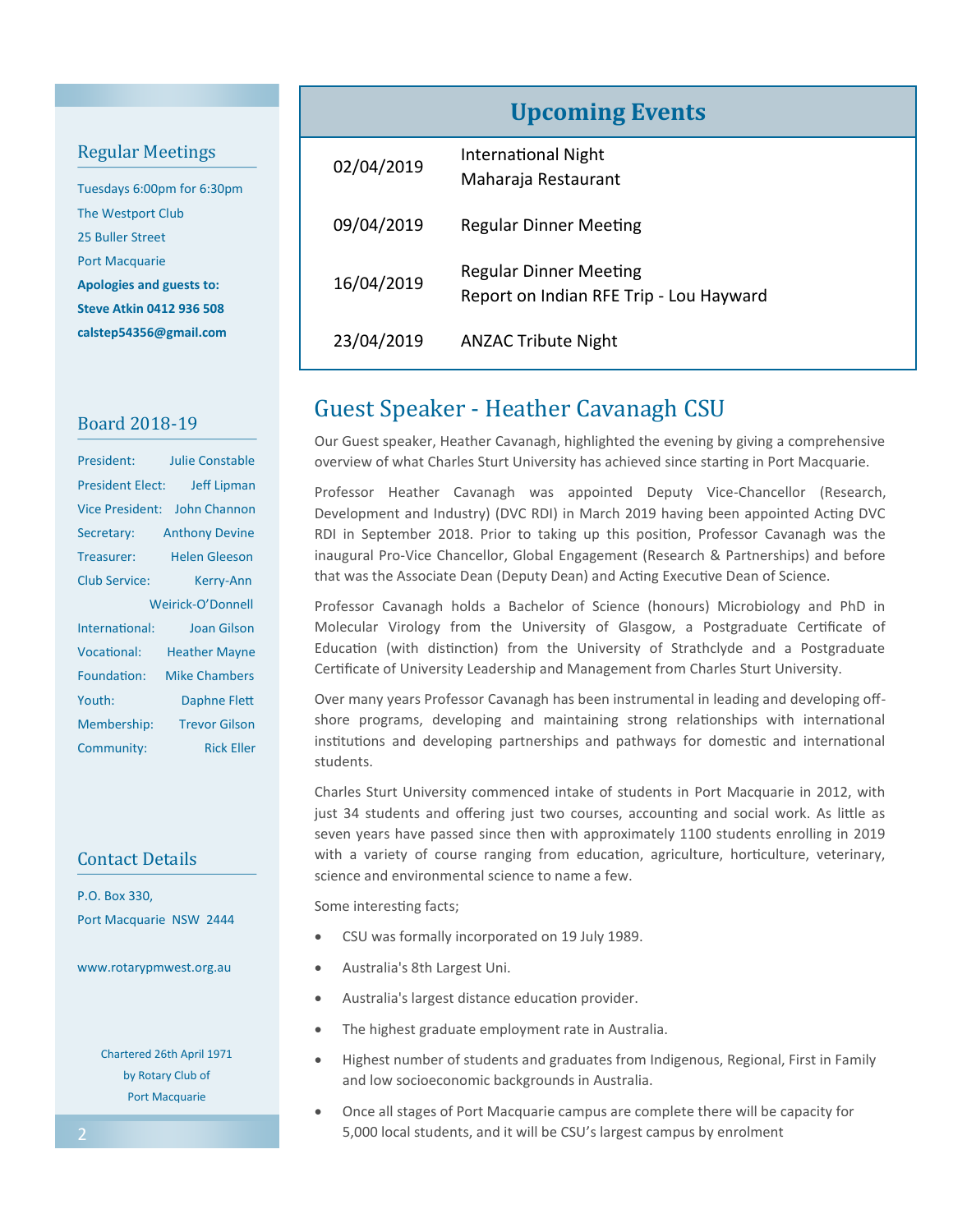## Regular Meetings

Tuesdays 6:00pm for 6:30pm
The Westport Club
25 Buller Street
Port Macquarie

**Apologies and guests to:**
**Steve Atkin 0412 936 508**
**calstep54356@gmail.com**

## Board 2018-19

| | |
|---|---|
| President: | Julie Constable |
| President Elect: | Jeff Lipman |
| Vice President: | John Channon |
| Secretary: | Anthony Devine |
| Treasurer: | Helen Gleeson |
| Club Service: | Kerry-Ann Weirick-O'Donnell |
| International: | Joan Gilson |
| Vocational: | Heather Mayne |
| Foundation: | Mike Chambers |
| Youth: | Daphne Flett |
| Membership: | Trevor Gilson |
| Community: | Rick Eller |

## Contact Details

P.O. Box 330,
Port Macquarie NSW 2444

www.rotarypmwest.org.au

Chartered 26th April 1971
by Rotary Club of
Port Macquarie

## Upcoming Events

| | |
|---|---|
| 02/04/2019 | International Night<br>Maharaja Restaurant |
| 09/04/2019 | Regular Dinner Meeting |
| 16/04/2019 | Regular Dinner Meeting<br>Report on Indian RFE Trip - Lou Hayward |
| 23/04/2019 | ANZAC Tribute Night |

## Guest Speaker - Heather Cavanagh CSU

Our Guest speaker, Heather Cavanagh, highlighted the evening by giving a comprehensive overview of what Charles Sturt University has achieved since starting in Port Macquarie.

Professor Heather Cavanagh was appointed Deputy Vice-Chancellor (Research, Development and Industry) (DVC RDI) in March 2019 having been appointed Acting DVC RDI in September 2018. Prior to taking up this position, Professor Cavanagh was the inaugural Pro-Vice Chancellor, Global Engagement (Research & Partnerships) and before that was the Associate Dean (Deputy Dean) and Acting Executive Dean of Science.

Professor Cavanagh holds a Bachelor of Science (honours) Microbiology and PhD in Molecular Virology from the University of Glasgow, a Postgraduate Certificate of Education (with distinction) from the University of Strathclyde and a Postgraduate Certificate of University Leadership and Management from Charles Sturt University.

Over many years Professor Cavanagh has been instrumental in leading and developing off-shore programs, developing and maintaining strong relationships with international institutions and developing partnerships and pathways for domestic and international students.

Charles Sturt University commenced intake of students in Port Macquarie in 2012, with just 34 students and offering just two courses, accounting and social work. As little as seven years have passed since then with approximately 1100 students enrolling in 2019 with a variety of course ranging from education, agriculture, horticulture, veterinary, science and environmental science to name a few.

Some interesting facts;

- CSU was formally incorporated on 19 July 1989.
- Australia's 8th Largest Uni.
- Australia's largest distance education provider.
- The highest graduate employment rate in Australia.
- Highest number of students and graduates from Indigenous, Regional, First in Family and low socioeconomic backgrounds in Australia.
- Once all stages of Port Macquarie campus are complete there will be capacity for 5,000 local students, and it will be CSU's largest campus by enrolment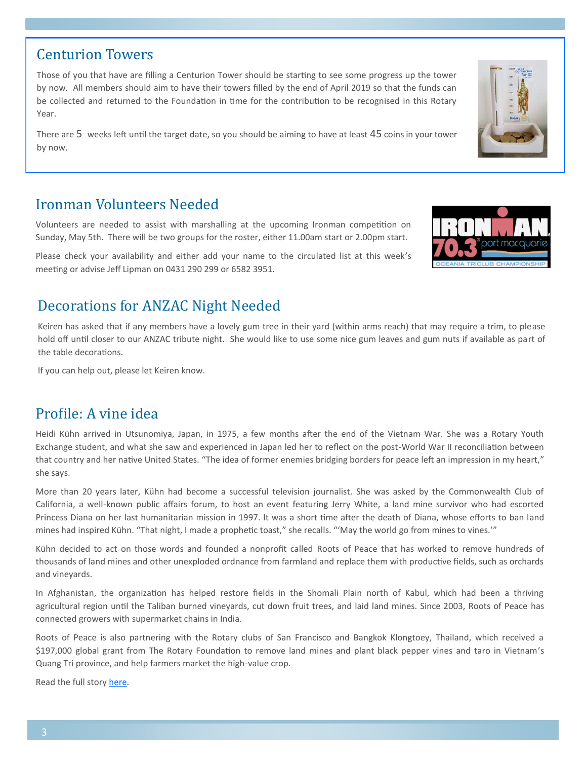## Centurion Towers

Those of you that have are filling a Centurion Tower should be starting to see some progress up the tower by now. All members should aim to have their towers filled by the end of April 2019 so that the funds can be collected and returned to the Foundation in time for the contribution to be recognised in this Rotary Year.

There are 5 weeks left until the target date, so you should be aiming to have at least 45 coins in your tower by now.

## Ironman Volunteers Needed

Volunteers are needed to assist with marshalling at the upcoming Ironman competition on Sunday, May 5th. There will be two groups for the roster, either 11.00am start or 2.00pm start.

Please check your availability and either add your name to the circulated list at this week's meeting or advise Jeff Lipman on 0431 290 299 or 6582 3951.

## Decorations for ANZAC Night Needed

Keiren has asked that if any members have a lovely gum tree in their yard (within arms reach) that may require a trim, to please hold off until closer to our ANZAC tribute night. She would like to use some nice gum leaves and gum nuts if available as part of the table decorations.

If you can help out, please let Keiren know.

## Profile: A vine idea

Heidi Kühn arrived in Utsunomiya, Japan, in 1975, a few months after the end of the Vietnam War. She was a Rotary Youth Exchange student, and what she saw and experienced in Japan led her to reflect on the post-World War II reconciliation between that country and her native United States. "The idea of former enemies bridging borders for peace left an impression in my heart," she says.

More than 20 years later, Kühn had become a successful television journalist. She was asked by the Commonwealth Club of California, a well-known public affairs forum, to host an event featuring Jerry White, a land mine survivor who had escorted Princess Diana on her last humanitarian mission in 1997. It was a short time after the death of Diana, whose efforts to ban land mines had inspired Kühn. "That night, I made a prophetic toast," she recalls. "'May the world go from mines to vines.'"

Kühn decided to act on those words and founded a nonprofit called Roots of Peace that has worked to remove hundreds of thousands of land mines and other unexploded ordnance from farmland and replace them with productive fields, such as orchards and vineyards.

In Afghanistan, the organization has helped restore fields in the Shomali Plain north of Kabul, which had been a thriving agricultural region until the Taliban burned vineyards, cut down fruit trees, and laid land mines. Since 2003, Roots of Peace has connected growers with supermarket chains in India.

Roots of Peace is also partnering with the Rotary clubs of San Francisco and Bangkok Klongtoey, Thailand, which received a $197,000 global grant from The Rotary Foundation to remove land mines and plant black pepper vines and taro in Vietnam's Quang Tri province, and help farmers market the high-value crop.

Read the full story here.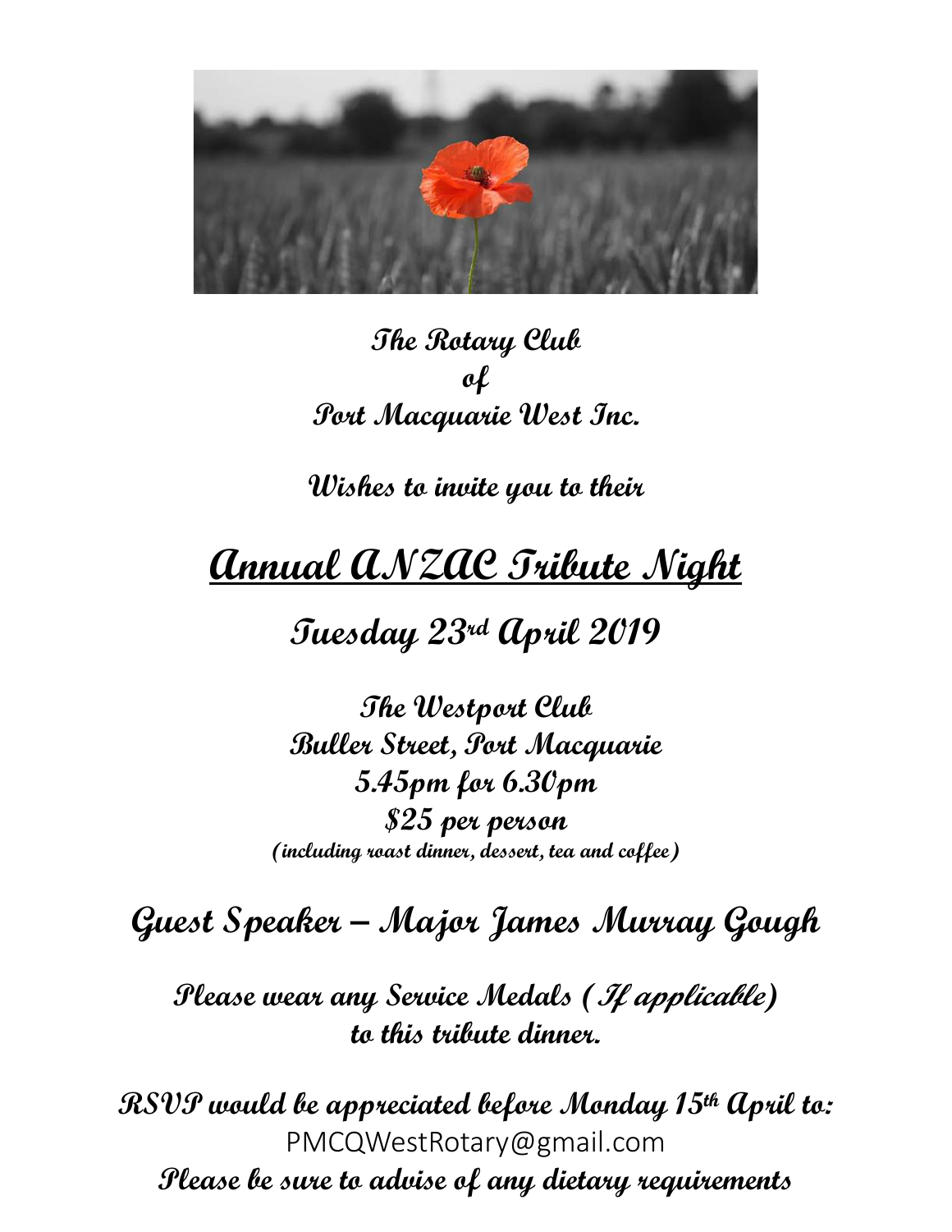**The Rotary Club**
**of**
**Port Macquarie West Inc.**

**Wishes to invite you to their**

# Annual ANZAC Tribute Night

## Tuesday 23rd April 2019

**The Westport Club**
**Buller Street, Port Macquarie**
**5.45pm for 6.30pm**
**$25 per person**
***(including roast dinner, dessert, tea and coffee)***

## Guest Speaker – Major James Murray Gough

**Please wear any Service Medals ( If applicable)**
**to this tribute dinner.**

**RSVP would be appreciated before Monday 15th April to:**
PMCQWestRotary@gmail.com
**Please be sure to advise of any dietary requirements**